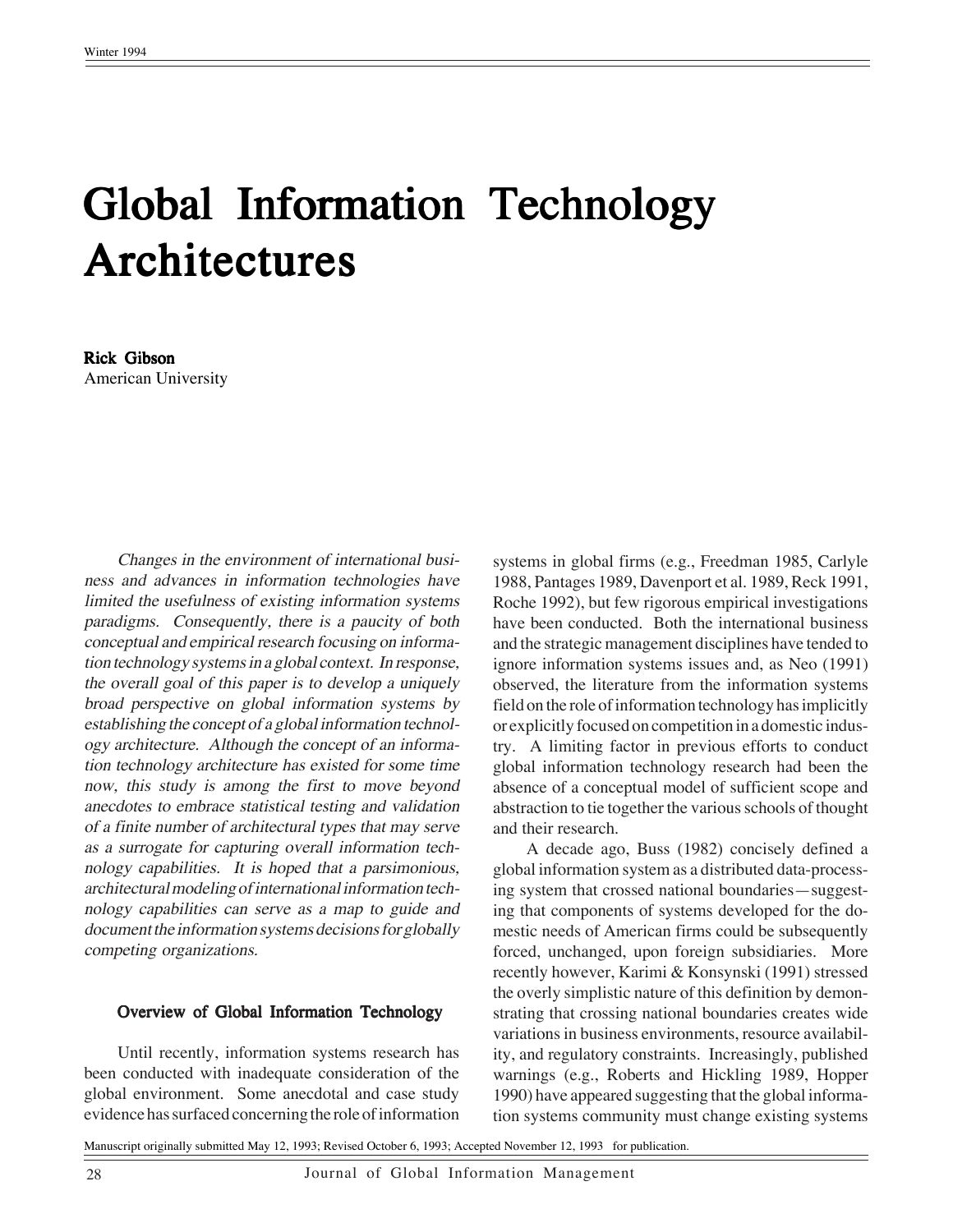# Global Information Technology Architectures

**Rick Gibson**
American University

*Changes in the environment of international business and advances in information technologies have limited the usefulness of existing information systems paradigms. Consequently, there is a paucity of both conceptual and empirical research focusing on information technology systems in a global context. In response, the overall goal of this paper is to develop a uniquely broad perspective on global information systems by establishing the concept of a global information technology architecture. Although the concept of an information technology architecture has existed for some time now, this study is among the first to move beyond anecdotes to embrace statistical testing and validation of a finite number of architectural types that may serve as a surrogate for capturing overall information technology capabilities. It is hoped that a parsimonious, architectural modeling of international information technology capabilities can serve as a map to guide and document the information systems decisions for globally competing organizations.*

## Overview of Global Information Technology

Until recently, information systems research has been conducted with inadequate consideration of the global environment. Some anecdotal and case study evidence has surfaced concerning the role of information systems in global firms (e.g., Freedman 1985, Carlyle 1988, Pantages 1989, Davenport et al. 1989, Reck 1991, Roche 1992), but few rigorous empirical investigations have been conducted. Both the international business and the strategic management disciplines have tended to ignore information systems issues and, as Neo (1991) observed, the literature from the information systems field on the role of information technology has implicitly or explicitly focused on competition in a domestic industry. A limiting factor in previous efforts to conduct global information technology research had been the absence of a conceptual model of sufficient scope and abstraction to tie together the various schools of thought and their research.

A decade ago, Buss (1982) concisely defined a global information system as a distributed data-processing system that crossed national boundaries—suggesting that components of systems developed for the domestic needs of American firms could be subsequently forced, unchanged, upon foreign subsidiaries. More recently however, Karimi & Konsynski (1991) stressed the overly simplistic nature of this definition by demonstrating that crossing national boundaries creates wide variations in business environments, resource availability, and regulatory constraints. Increasingly, published warnings (e.g., Roberts and Hickling 1989, Hopper 1990) have appeared suggesting that the global information systems community must change existing systems

Manuscript originally submitted May 12, 1993; Revised October 6, 1993; Accepted November 12, 1993 for publication.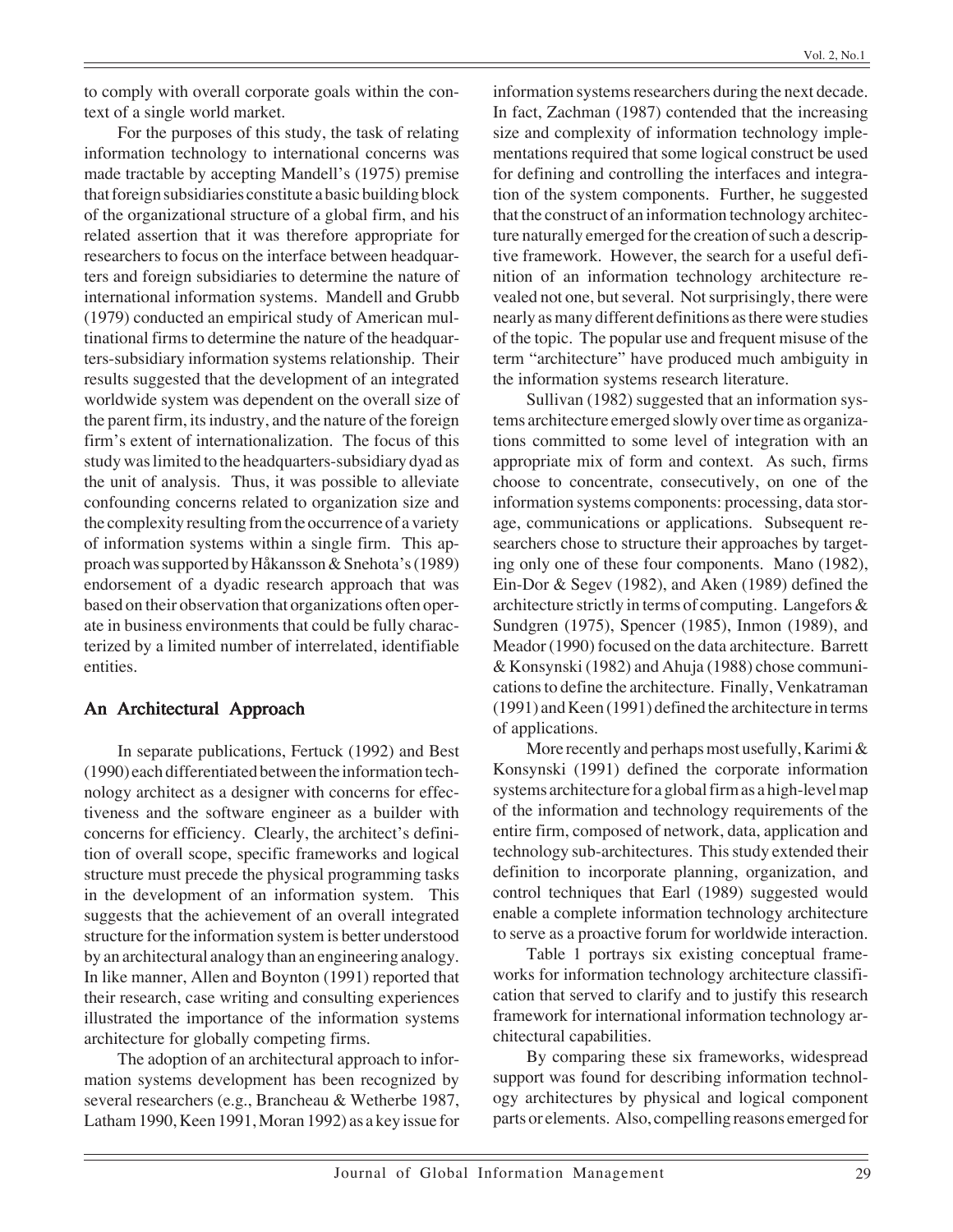to comply with overall corporate goals within the context of a single world market.

For the purposes of this study, the task of relating information technology to international concerns was made tractable by accepting Mandell's (1975) premise that foreign subsidiaries constitute a basic building block of the organizational structure of a global firm, and his related assertion that it was therefore appropriate for researchers to focus on the interface between headquarters and foreign subsidiaries to determine the nature of international information systems. Mandell and Grubb (1979) conducted an empirical study of American multinational firms to determine the nature of the headquarters-subsidiary information systems relationship. Their results suggested that the development of an integrated worldwide system was dependent on the overall size of the parent firm, its industry, and the nature of the foreign firm's extent of internationalization. The focus of this study was limited to the headquarters-subsidiary dyad as the unit of analysis. Thus, it was possible to alleviate confounding concerns related to organization size and the complexity resulting from the occurrence of a variety of information systems within a single firm. This approach was supported by Håkansson & Snehota's (1989) endorsement of a dyadic research approach that was based on their observation that organizations often operate in business environments that could be fully characterized by a limited number of interrelated, identifiable entities.

## An Architectural Approach

In separate publications, Fertuck (1992) and Best (1990) each differentiated between the information technology architect as a designer with concerns for effectiveness and the software engineer as a builder with concerns for efficiency. Clearly, the architect's definition of overall scope, specific frameworks and logical structure must precede the physical programming tasks in the development of an information system. This suggests that the achievement of an overall integrated structure for the information system is better understood by an architectural analogy than an engineering analogy. In like manner, Allen and Boynton (1991) reported that their research, case writing and consulting experiences illustrated the importance of the information systems architecture for globally competing firms.

The adoption of an architectural approach to information systems development has been recognized by several researchers (e.g., Brancheau & Wetherbe 1987, Latham 1990, Keen 1991, Moran 1992) as a key issue for information systems researchers during the next decade. In fact, Zachman (1987) contended that the increasing size and complexity of information technology implementations required that some logical construct be used for defining and controlling the interfaces and integration of the system components. Further, he suggested that the construct of an information technology architecture naturally emerged for the creation of such a descriptive framework. However, the search for a useful definition of an information technology architecture revealed not one, but several. Not surprisingly, there were nearly as many different definitions as there were studies of the topic. The popular use and frequent misuse of the term "architecture" have produced much ambiguity in the information systems research literature.

Sullivan (1982) suggested that an information systems architecture emerged slowly over time as organizations committed to some level of integration with an appropriate mix of form and context. As such, firms choose to concentrate, consecutively, on one of the information systems components: processing, data storage, communications or applications. Subsequent researchers chose to structure their approaches by targeting only one of these four components. Mano (1982), Ein-Dor & Segev (1982), and Aken (1989) defined the architecture strictly in terms of computing. Langefors & Sundgren (1975), Spencer (1985), Inmon (1989), and Meador (1990) focused on the data architecture. Barrett & Konsynski (1982) and Ahuja (1988) chose communications to define the architecture. Finally, Venkatraman (1991) and Keen (1991) defined the architecture in terms of applications.

More recently and perhaps most usefully, Karimi & Konsynski (1991) defined the corporate information systems architecture for a global firm as a high-level map of the information and technology requirements of the entire firm, composed of network, data, application and technology sub-architectures. This study extended their definition to incorporate planning, organization, and control techniques that Earl (1989) suggested would enable a complete information technology architecture to serve as a proactive forum for worldwide interaction.

Table 1 portrays six existing conceptual frameworks for information technology architecture classification that served to clarify and to justify this research framework for international information technology architectural capabilities.

By comparing these six frameworks, widespread support was found for describing information technology architectures by physical and logical component parts or elements. Also, compelling reasons emerged for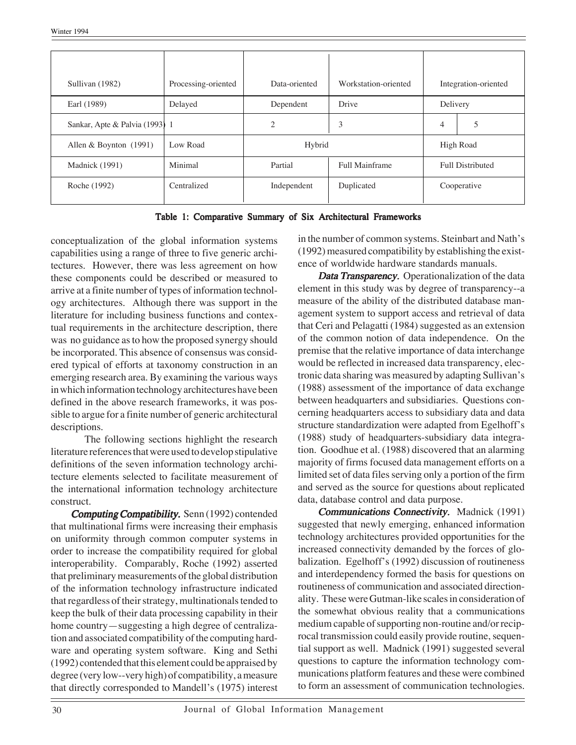| Sullivan (1982) | Processing-oriented | Data-oriented | Workstation-oriented | Integration-oriented | |
|---|---|---|---|---|---|
| Earl (1989) | Delayed | Dependent | Drive | Delivery | |
| Sankar, Apte & Palvia (1993) | 1 | 2 | 3 | 4 | 5 |
| Allen & Boynton (1991) | Low Road | Hybrid | | High Road | |
| Madnick (1991) | Minimal | Partial | Full Mainframe | Full Distributed | |
| Roche (1992) | Centralized | Independent | Duplicated | Cooperative | |

**Table 1: Comparative Summary of Six Architectural Frameworks**

conceptualization of the global information systems capabilities using a range of three to five generic architectures. However, there was less agreement on how these components could be described or measured to arrive at a finite number of types of information technology architectures. Although there was support in the literature for including business functions and contextual requirements in the architecture description, there was no guidance as to how the proposed synergy should be incorporated. This absence of consensus was considered typical of efforts at taxonomy construction in an emerging research area. By examining the various ways in which information technology architectures have been defined in the above research frameworks, it was possible to argue for a finite number of generic architectural descriptions.

The following sections highlight the research literature references that were used to develop stipulative definitions of the seven information technology architecture elements selected to facilitate measurement of the international information technology architecture construct.

***Computing Compatibility.*** Senn (1992) contended that multinational firms were increasing their emphasis on uniformity through common computer systems in order to increase the compatibility required for global interoperability. Comparably, Roche (1992) asserted that preliminary measurements of the global distribution of the information technology infrastructure indicated that regardless of their strategy, multinationals tended to keep the bulk of their data processing capability in their home country—suggesting a high degree of centralization and associated compatibility of the computing hardware and operating system software. King and Sethi (1992) contended that this element could be appraised by degree (very low--very high) of compatibility, a measure that directly corresponded to Mandell's (1975) interest in the number of common systems. Steinbart and Nath's (1992) measured compatibility by establishing the existence of worldwide hardware standards manuals.

***Data Transparency.*** Operationalization of the data element in this study was by degree of transparency--a measure of the ability of the distributed database management system to support access and retrieval of data that Ceri and Pelagatti (1984) suggested as an extension of the common notion of data independence. On the premise that the relative importance of data interchange would be reflected in increased data transparency, electronic data sharing was measured by adapting Sullivan's (1988) assessment of the importance of data exchange between headquarters and subsidiaries. Questions concerning headquarters access to subsidiary data and data structure standardization were adapted from Egelhoff's (1988) study of headquarters-subsidiary data integration. Goodhue et al. (1988) discovered that an alarming majority of firms focused data management efforts on a limited set of data files serving only a portion of the firm and served as the source for questions about replicated data, database control and data purpose.

***Communications Connectivity.*** Madnick (1991) suggested that newly emerging, enhanced information technology architectures provided opportunities for the increased connectivity demanded by the forces of globalization. Egelhoff's (1992) discussion of routineness and interdependency formed the basis for questions on routineness of communication and associated directionality. These were Gutman-like scales in consideration of the somewhat obvious reality that a communications medium capable of supporting non-routine and/or reciprocal transmission could easily provide routine, sequential support as well. Madnick (1991) suggested several questions to capture the information technology communications platform features and these were combined to form an assessment of communication technologies.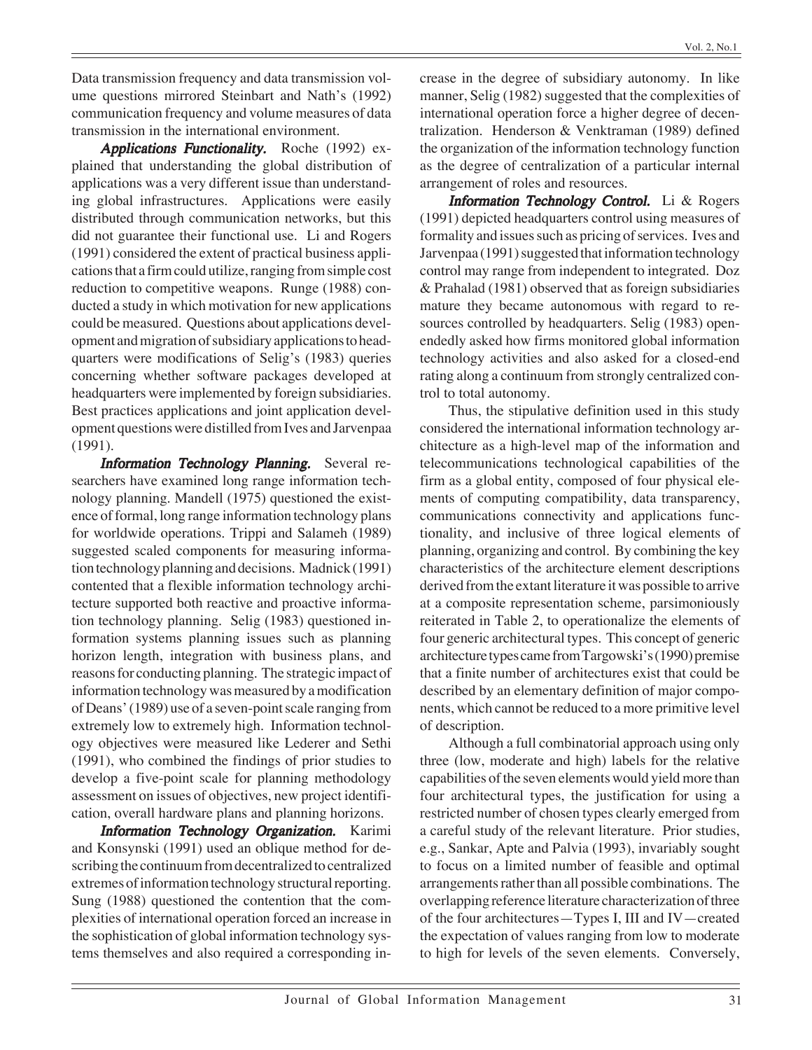Data transmission frequency and data transmission volume questions mirrored Steinbart and Nath's (1992) communication frequency and volume measures of data transmission in the international environment.

***Applications Functionality.*** Roche (1992) explained that understanding the global distribution of applications was a very different issue than understanding global infrastructures. Applications were easily distributed through communication networks, but this did not guarantee their functional use. Li and Rogers (1991) considered the extent of practical business applications that a firm could utilize, ranging from simple cost reduction to competitive weapons. Runge (1988) conducted a study in which motivation for new applications could be measured. Questions about applications development and migration of subsidiary applications to headquarters were modifications of Selig's (1983) queries concerning whether software packages developed at headquarters were implemented by foreign subsidiaries. Best practices applications and joint application development questions were distilled from Ives and Jarvenpaa (1991).

***Information Technology Planning.*** Several researchers have examined long range information technology planning. Mandell (1975) questioned the existence of formal, long range information technology plans for worldwide operations. Trippi and Salameh (1989) suggested scaled components for measuring information technology planning and decisions. Madnick (1991) contented that a flexible information technology architecture supported both reactive and proactive information technology planning. Selig (1983) questioned information systems planning issues such as planning horizon length, integration with business plans, and reasons for conducting planning. The strategic impact of information technology was measured by a modification of Deans' (1989) use of a seven-point scale ranging from extremely low to extremely high. Information technology objectives were measured like Lederer and Sethi (1991), who combined the findings of prior studies to develop a five-point scale for planning methodology assessment on issues of objectives, new project identification, overall hardware plans and planning horizons.

***Information Technology Organization.*** Karimi and Konsynski (1991) used an oblique method for describing the continuum from decentralized to centralized extremes of information technology structural reporting. Sung (1988) questioned the contention that the complexities of international operation forced an increase in the sophistication of global information technology systems themselves and also required a corresponding increase in the degree of subsidiary autonomy. In like manner, Selig (1982) suggested that the complexities of international operation force a higher degree of decentralization. Henderson & Venktraman (1989) defined the organization of the information technology function as the degree of centralization of a particular internal arrangement of roles and resources.

***Information Technology Control.*** Li & Rogers (1991) depicted headquarters control using measures of formality and issues such as pricing of services. Ives and Jarvenpaa (1991) suggested that information technology control may range from independent to integrated. Doz & Prahalad (1981) observed that as foreign subsidiaries mature they became autonomous with regard to resources controlled by headquarters. Selig (1983) open-endedly asked how firms monitored global information technology activities and also asked for a closed-end rating along a continuum from strongly centralized control to total autonomy.

Thus, the stipulative definition used in this study considered the international information technology architecture as a high-level map of the information and telecommunications technological capabilities of the firm as a global entity, composed of four physical elements of computing compatibility, data transparency, communications connectivity and applications functionality, and inclusive of three logical elements of planning, organizing and control. By combining the key characteristics of the architecture element descriptions derived from the extant literature it was possible to arrive at a composite representation scheme, parsimoniously reiterated in Table 2, to operationalize the elements of four generic architectural types. This concept of generic architecture types came from Targowski's (1990) premise that a finite number of architectures exist that could be described by an elementary definition of major components, which cannot be reduced to a more primitive level of description.

Although a full combinatorial approach using only three (low, moderate and high) labels for the relative capabilities of the seven elements would yield more than four architectural types, the justification for using a restricted number of chosen types clearly emerged from a careful study of the relevant literature. Prior studies, e.g., Sankar, Apte and Palvia (1993), invariably sought to focus on a limited number of feasible and optimal arrangements rather than all possible combinations. The overlapping reference literature characterization of three of the four architectures—Types I, III and IV—created the expectation of values ranging from low to moderate to high for levels of the seven elements. Conversely,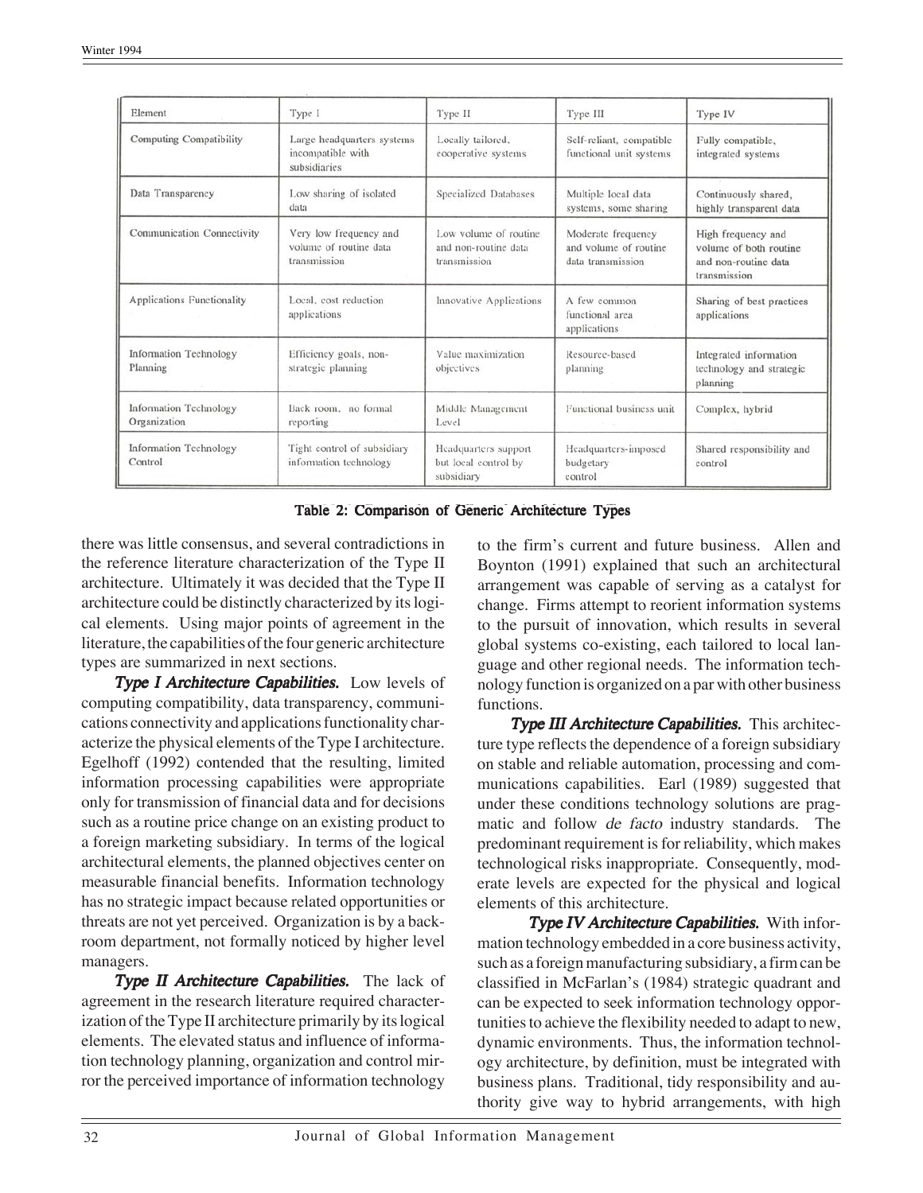| Element | Type I | Type II | Type III | Type IV |
|---|---|---|---|---|
| Computing Compatibility | Large headquarters systems incompatible with subsidiaries | Locally tailored, cooperative systems | Self-reliant, compatible functional unit systems | Fully compatible, integrated systems |
| Data Transparency | Low sharing of isolated data | Specialized Databases | Multiple local data systems, some sharing | Continuously shared, highly transparent data |
| Communication Connectivity | Very low frequency and volume of routine data transmission | Low volume of routine and non-routine data transmission | Moderate frequency and volume of routine data transmission | High frequency and volume of both routine and non-routine data transmission |
| Applications Functionality | Local, cost reduction applications | Innovative Applications | A few common functional area applications | Sharing of best practices applications |
| Information Technology Planning | Efficiency goals, non-strategic planning | Value maximization objectives | Resource-based planning | Integrated information technology and strategic planning |
| Information Technology Organization | Back room, no formal reporting | Middle Management Level | Functional business unit | Complex, hybrid |
| Information Technology Control | Tight control of subsidiary information technology | Headquarters support but local control by subsidiary | Headquarters-imposed budgetary control | Shared responsibility and control |

**Table 2: Comparison of Generic Architecture Types**

there was little consensus, and several contradictions in the reference literature characterization of the Type II architecture. Ultimately it was decided that the Type II architecture could be distinctly characterized by its logical elements. Using major points of agreement in the literature, the capabilities of the four generic architecture types are summarized in next sections.

***Type I Architecture Capabilities.*** Low levels of computing compatibility, data transparency, communications connectivity and applications functionality characterize the physical elements of the Type I architecture. Egelhoff (1992) contended that the resulting, limited information processing capabilities were appropriate only for transmission of financial data and for decisions such as a routine price change on an existing product to a foreign marketing subsidiary. In terms of the logical architectural elements, the planned objectives center on measurable financial benefits. Information technology has no strategic impact because related opportunities or threats are not yet perceived. Organization is by a backroom department, not formally noticed by higher level managers.

***Type II Architecture Capabilities.*** The lack of agreement in the research literature required characterization of the Type II architecture primarily by its logical elements. The elevated status and influence of information technology planning, organization and control mirror the perceived importance of information technology to the firm's current and future business. Allen and Boynton (1991) explained that such an architectural arrangement was capable of serving as a catalyst for change. Firms attempt to reorient information systems to the pursuit of innovation, which results in several global systems co-existing, each tailored to local language and other regional needs. The information technology function is organized on a par with other business functions.

***Type III Architecture Capabilities.*** This architecture type reflects the dependence of a foreign subsidiary on stable and reliable automation, processing and communications capabilities. Earl (1989) suggested that under these conditions technology solutions are pragmatic and follow *de facto* industry standards. The predominant requirement is for reliability, which makes technological risks inappropriate. Consequently, moderate levels are expected for the physical and logical elements of this architecture.

***Type IV Architecture Capabilities.*** With information technology embedded in a core business activity, such as a foreign manufacturing subsidiary, a firm can be classified in McFarlan's (1984) strategic quadrant and can be expected to seek information technology opportunities to achieve the flexibility needed to adapt to new, dynamic environments. Thus, the information technology architecture, by definition, must be integrated with business plans. Traditional, tidy responsibility and authority give way to hybrid arrangements, with high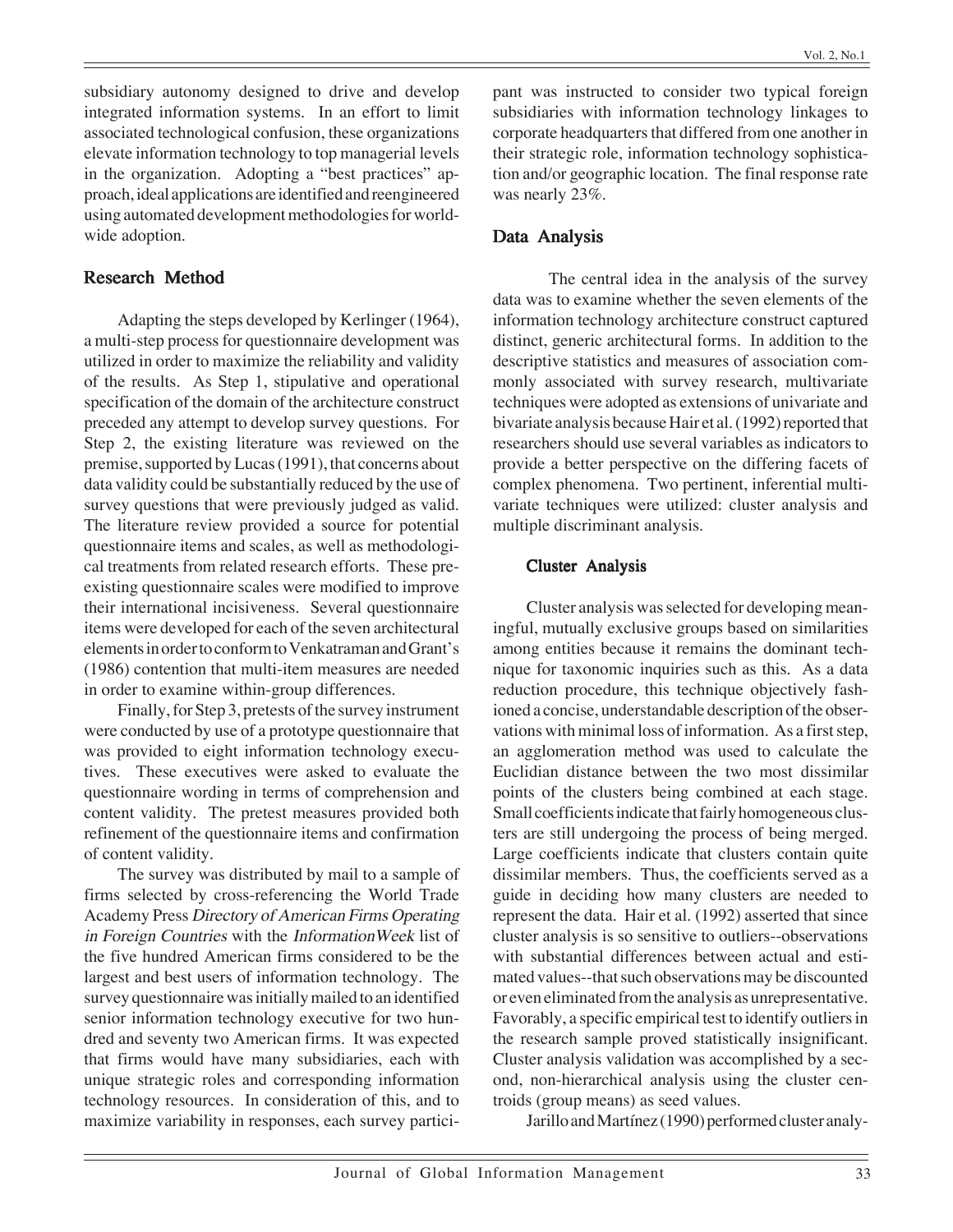subsidiary autonomy designed to drive and develop integrated information systems. In an effort to limit associated technological confusion, these organizations elevate information technology to top managerial levels in the organization. Adopting a "best practices" approach, ideal applications are identified and reengineered using automated development methodologies for worldwide adoption.

## Research Method

Adapting the steps developed by Kerlinger (1964), a multi-step process for questionnaire development was utilized in order to maximize the reliability and validity of the results. As Step 1, stipulative and operational specification of the domain of the architecture construct preceded any attempt to develop survey questions. For Step 2, the existing literature was reviewed on the premise, supported by Lucas (1991), that concerns about data validity could be substantially reduced by the use of survey questions that were previously judged as valid. The literature review provided a source for potential questionnaire items and scales, as well as methodological treatments from related research efforts. These preexisting questionnaire scales were modified to improve their international incisiveness. Several questionnaire items were developed for each of the seven architectural elements in order to conform to Venkatraman and Grant's (1986) contention that multi-item measures are needed in order to examine within-group differences.

Finally, for Step 3, pretests of the survey instrument were conducted by use of a prototype questionnaire that was provided to eight information technology executives. These executives were asked to evaluate the questionnaire wording in terms of comprehension and content validity. The pretest measures provided both refinement of the questionnaire items and confirmation of content validity.

The survey was distributed by mail to a sample of firms selected by cross-referencing the World Trade Academy Press *Directory of American Firms Operating in Foreign Countries* with the *InformationWeek* list of the five hundred American firms considered to be the largest and best users of information technology. The survey questionnaire was initially mailed to an identified senior information technology executive for two hundred and seventy two American firms. It was expected that firms would have many subsidiaries, each with unique strategic roles and corresponding information technology resources. In consideration of this, and to maximize variability in responses, each survey participant was instructed to consider two typical foreign subsidiaries with information technology linkages to corporate headquarters that differed from one another in their strategic role, information technology sophistication and/or geographic location. The final response rate was nearly 23%.

## Data Analysis

The central idea in the analysis of the survey data was to examine whether the seven elements of the information technology architecture construct captured distinct, generic architectural forms. In addition to the descriptive statistics and measures of association commonly associated with survey research, multivariate techniques were adopted as extensions of univariate and bivariate analysis because Hair et al. (1992) reported that researchers should use several variables as indicators to provide a better perspective on the differing facets of complex phenomena. Two pertinent, inferential multivariate techniques were utilized: cluster analysis and multiple discriminant analysis.

### Cluster Analysis

Cluster analysis was selected for developing meaningful, mutually exclusive groups based on similarities among entities because it remains the dominant technique for taxonomic inquiries such as this. As a data reduction procedure, this technique objectively fashioned a concise, understandable description of the observations with minimal loss of information. As a first step, an agglomeration method was used to calculate the Euclidian distance between the two most dissimilar points of the clusters being combined at each stage. Small coefficients indicate that fairly homogeneous clusters are still undergoing the process of being merged. Large coefficients indicate that clusters contain quite dissimilar members. Thus, the coefficients served as a guide in deciding how many clusters are needed to represent the data. Hair et al. (1992) asserted that since cluster analysis is so sensitive to outliers--observations with substantial differences between actual and estimated values--that such observations may be discounted or even eliminated from the analysis as unrepresentative. Favorably, a specific empirical test to identify outliers in the research sample proved statistically insignificant. Cluster analysis validation was accomplished by a second, non-hierarchical analysis using the cluster centroids (group means) as seed values.

Jarillo and Martínez (1990) performed cluster analy-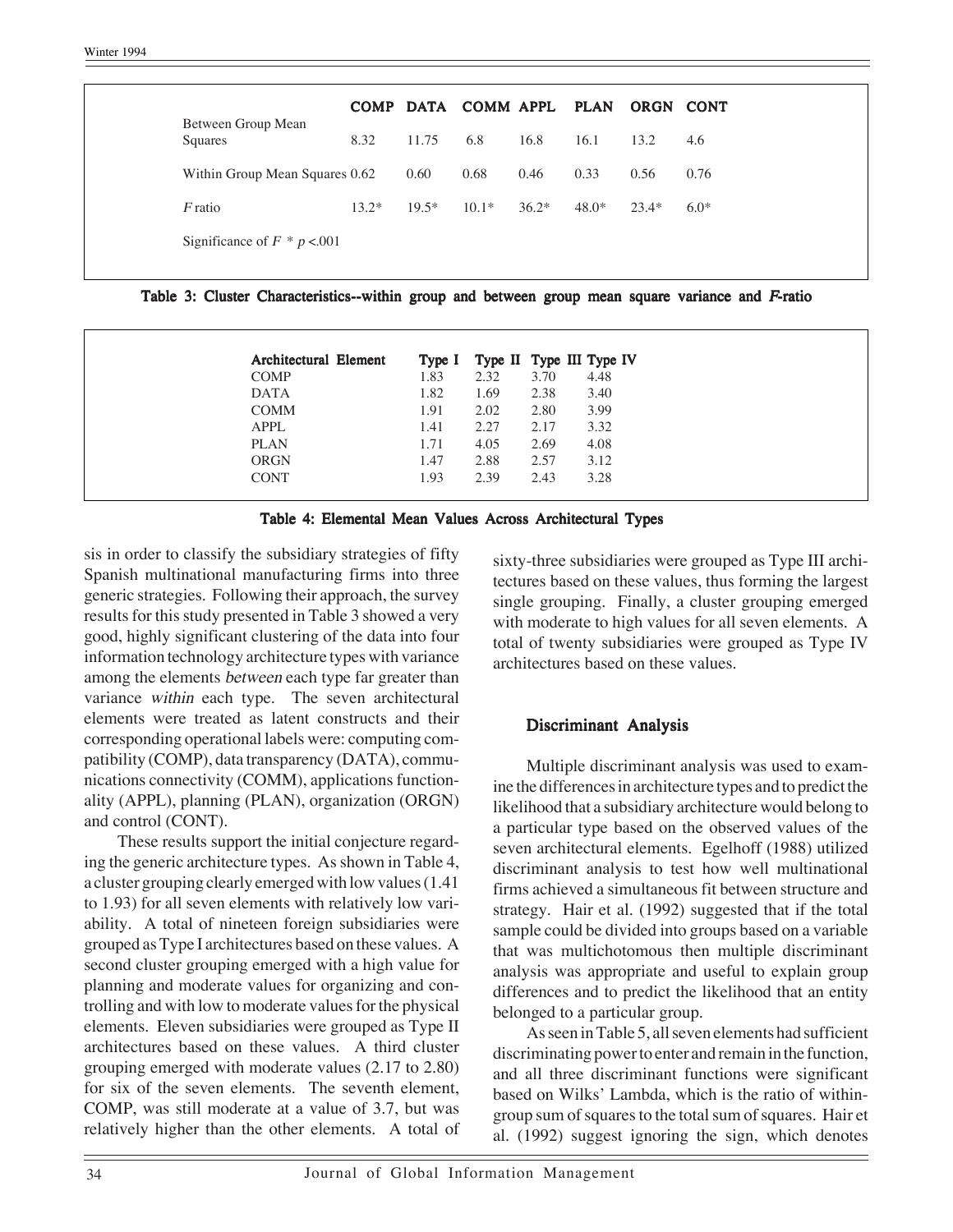| | COMP | DATA | COMM | APPL | PLAN | ORGN | CONT |
|---|---|---|---|---|---|---|---|
| Between Group Mean Squares | 8.32 | 11.75 | 6.8 | 16.8 | 16.1 | 13.2 | 4.6 |
| Within Group Mean Squares | 0.62 | 0.60 | 0.68 | 0.46 | 0.33 | 0.56 | 0.76 |
| *F* ratio | 13.2* | 19.5* | 10.1* | 36.2* | 48.0* | 23.4* | 6.0* |

Significance of *F* * $p < .001$

**Table 3: Cluster Characteristics--within group and between group mean square variance and *F*-ratio**

| Architectural Element | Type I | Type II | Type III | Type IV |
|---|---|---|---|---|
| COMP | 1.83 | 2.32 | 3.70 | 4.48 |
| DATA | 1.82 | 1.69 | 2.38 | 3.40 |
| COMM | 1.91 | 2.02 | 2.80 | 3.99 |
| APPL | 1.41 | 2.27 | 2.17 | 3.32 |
| PLAN | 1.71 | 4.05 | 2.69 | 4.08 |
| ORGN | 1.47 | 2.88 | 2.57 | 3.12 |
| CONT | 1.93 | 2.39 | 2.43 | 3.28 |

**Table 4: Elemental Mean Values Across Architectural Types**

sis in order to classify the subsidiary strategies of fifty Spanish multinational manufacturing firms into three generic strategies. Following their approach, the survey results for this study presented in Table 3 showed a very good, highly significant clustering of the data into four information technology architecture types with variance among the elements *between* each type far greater than variance *within* each type. The seven architectural elements were treated as latent constructs and their corresponding operational labels were: computing compatibility (COMP), data transparency (DATA), communications connectivity (COMM), applications functionality (APPL), planning (PLAN), organization (ORGN) and control (CONT).

These results support the initial conjecture regarding the generic architecture types. As shown in Table 4, a cluster grouping clearly emerged with low values (1.41 to 1.93) for all seven elements with relatively low variability. A total of nineteen foreign subsidiaries were grouped as Type I architectures based on these values. A second cluster grouping emerged with a high value for planning and moderate values for organizing and controlling and with low to moderate values for the physical elements. Eleven subsidiaries were grouped as Type II architectures based on these values. A third cluster grouping emerged with moderate values (2.17 to 2.80) for six of the seven elements. The seventh element, COMP, was still moderate at a value of 3.7, but was relatively higher than the other elements. A total of sixty-three subsidiaries were grouped as Type III architectures based on these values, thus forming the largest single grouping. Finally, a cluster grouping emerged with moderate to high values for all seven elements. A total of twenty subsidiaries were grouped as Type IV architectures based on these values.

## Discriminant Analysis

Multiple discriminant analysis was used to examine the differences in architecture types and to predict the likelihood that a subsidiary architecture would belong to a particular type based on the observed values of the seven architectural elements. Egelhoff (1988) utilized discriminant analysis to test how well multinational firms achieved a simultaneous fit between structure and strategy. Hair et al. (1992) suggested that if the total sample could be divided into groups based on a variable that was multichotomous then multiple discriminant analysis was appropriate and useful to explain group differences and to predict the likelihood that an entity belonged to a particular group.

As seen in Table 5, all seven elements had sufficient discriminating power to enter and remain in the function, and all three discriminant functions were significant based on Wilks' Lambda, which is the ratio of within-group sum of squares to the total sum of squares. Hair et al. (1992) suggest ignoring the sign, which denotes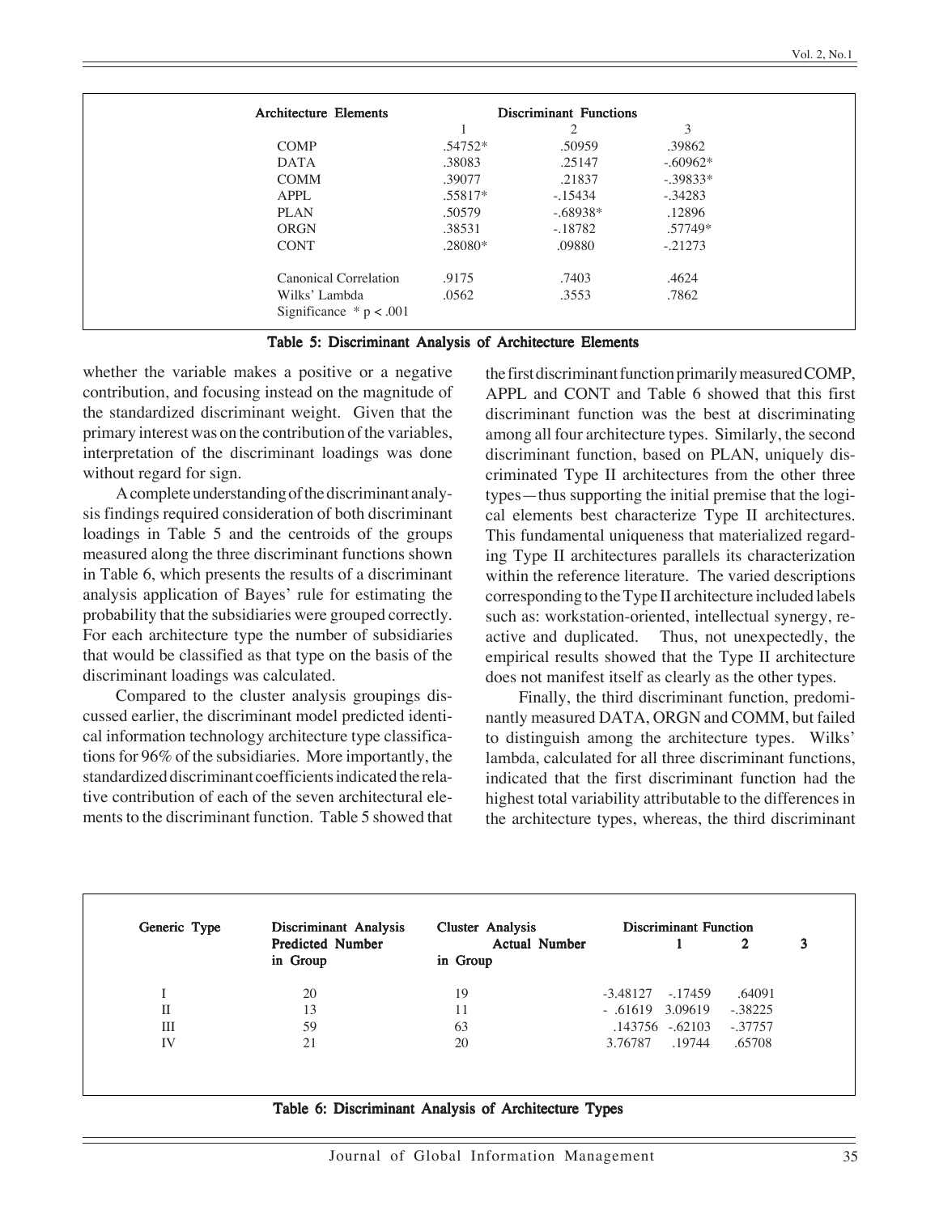| Architecture Elements | Discriminant Functions | | |
|---|---|---|---|
| | 1 | 2 | 3 |
| COMP | .54752* | .50959 | .39862 |
| DATA | .38083 | .25147 | -.60962* |
| COMM | .39077 | .21837 | -.39833* |
| APPL | .55817* | -.15434 | -.34283 |
| PLAN | .50579 | -.68938* | .12896 |
| ORGN | .38531 | -.18782 | .57749* |
| CONT | .28080* | .09880 | -.21273 |
| Canonical Correlation | .9175 | .7403 | .4624 |
| Wilks' Lambda | .0562 | .3553 | .7862 |
| Significance * $p < .001$ | | | |

**Table 5: Discriminant Analysis of Architecture Elements**

whether the variable makes a positive or a negative contribution, and focusing instead on the magnitude of the standardized discriminant weight. Given that the primary interest was on the contribution of the variables, interpretation of the discriminant loadings was done without regard for sign.

A complete understanding of the discriminant analysis findings required consideration of both discriminant loadings in Table 5 and the centroids of the groups measured along the three discriminant functions shown in Table 6, which presents the results of a discriminant analysis application of Bayes' rule for estimating the probability that the subsidiaries were grouped correctly. For each architecture type the number of subsidiaries that would be classified as that type on the basis of the discriminant loadings was calculated.

Compared to the cluster analysis groupings discussed earlier, the discriminant model predicted identical information technology architecture type classifications for 96% of the subsidiaries. More importantly, the standardized discriminant coefficients indicated the relative contribution of each of the seven architectural elements to the discriminant function. Table 5 showed that the first discriminant function primarily measured COMP, APPL and CONT and Table 6 showed that this first discriminant function was the best at discriminating among all four architecture types. Similarly, the second discriminant function, based on PLAN, uniquely discriminated Type II architectures from the other three types—thus supporting the initial premise that the logical elements best characterize Type II architectures. This fundamental uniqueness that materialized regarding Type II architectures parallels its characterization within the reference literature. The varied descriptions corresponding to the Type II architecture included labels such as: workstation-oriented, intellectual synergy, reactive and duplicated. Thus, not unexpectedly, the empirical results showed that the Type II architecture does not manifest itself as clearly as the other types.

Finally, the third discriminant function, predominantly measured DATA, ORGN and COMM, but failed to distinguish among the architecture types. Wilks' lambda, calculated for all three discriminant functions, indicated that the first discriminant function had the highest total variability attributable to the differences in the architecture types, whereas, the third discriminant

| Generic Type | Discriminant Analysis Predicted Number in Group | Cluster Analysis Actual Number in Group | Discriminant Function 1 | 2 | 3 |
|---|---|---|---|---|---|
| I | 20 | 19 | -3.48127 | -.17459 | .64091 |
| II | 13 | 11 | - .61619 | 3.09619 | -.38225 |
| III | 59 | 63 | .143756 | -.62103 | -.37757 |
| IV | 21 | 20 | 3.76787 | .19744 | .65708 |

**Table 6: Discriminant Analysis of Architecture Types**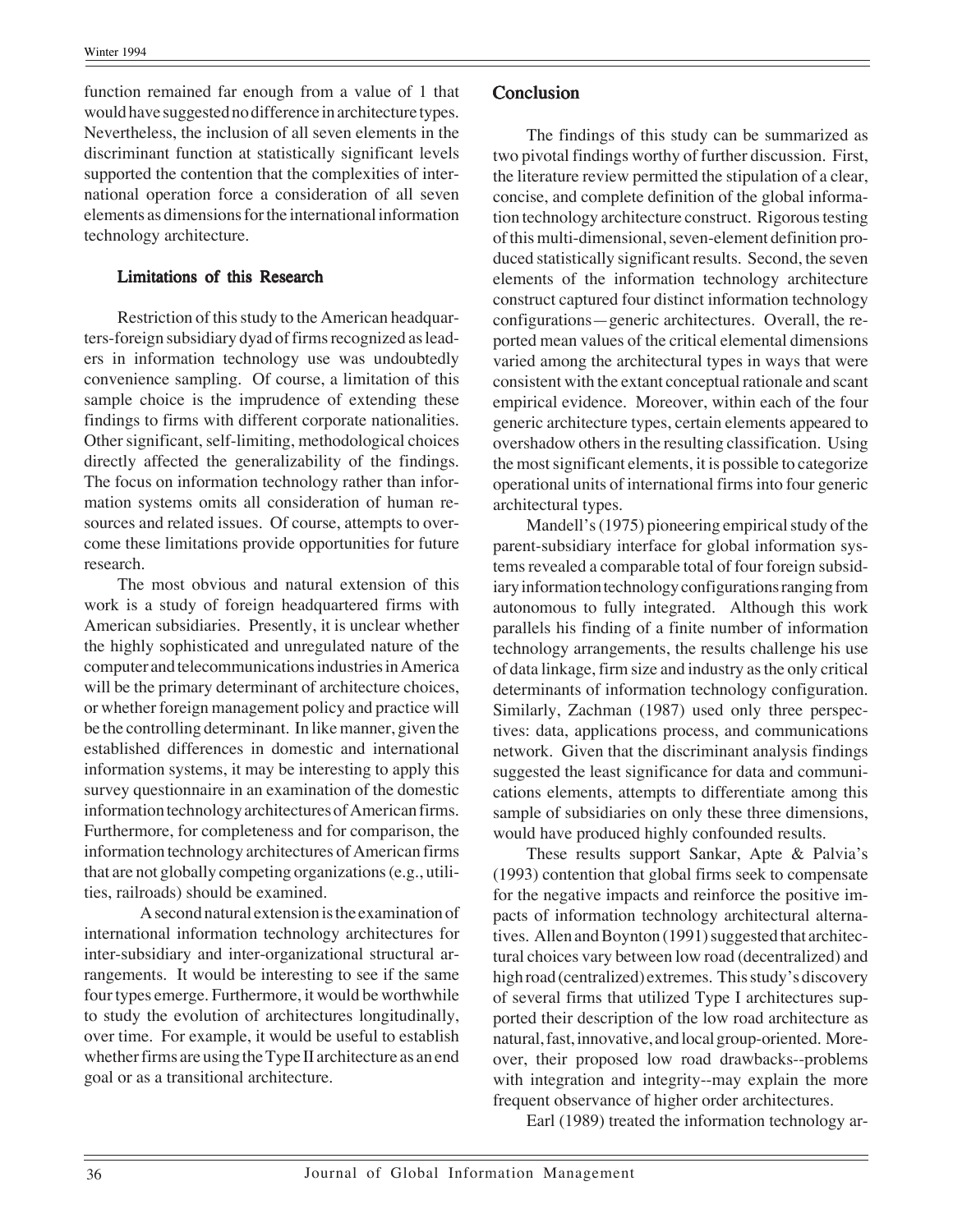function remained far enough from a value of 1 that would have suggested no difference in architecture types. Nevertheless, the inclusion of all seven elements in the discriminant function at statistically significant levels supported the contention that the complexities of international operation force a consideration of all seven elements as dimensions for the international information technology architecture.

### Limitations of this Research

Restriction of this study to the American headquarters-foreign subsidiary dyad of firms recognized as leaders in information technology use was undoubtedly convenience sampling. Of course, a limitation of this sample choice is the imprudence of extending these findings to firms with different corporate nationalities. Other significant, self-limiting, methodological choices directly affected the generalizability of the findings. The focus on information technology rather than information systems omits all consideration of human resources and related issues. Of course, attempts to overcome these limitations provide opportunities for future research.

The most obvious and natural extension of this work is a study of foreign headquartered firms with American subsidiaries. Presently, it is unclear whether the highly sophisticated and unregulated nature of the computer and telecommunications industries in America will be the primary determinant of architecture choices, or whether foreign management policy and practice will be the controlling determinant. In like manner, given the established differences in domestic and international information systems, it may be interesting to apply this survey questionnaire in an examination of the domestic information technology architectures of American firms. Furthermore, for completeness and for comparison, the information technology architectures of American firms that are not globally competing organizations (e.g., utilities, railroads) should be examined.

A second natural extension is the examination of international information technology architectures for inter-subsidiary and inter-organizational structural arrangements. It would be interesting to see if the same four types emerge. Furthermore, it would be worthwhile to study the evolution of architectures longitudinally, over time. For example, it would be useful to establish whether firms are using the Type II architecture as an end goal or as a transitional architecture.

## Conclusion

The findings of this study can be summarized as two pivotal findings worthy of further discussion. First, the literature review permitted the stipulation of a clear, concise, and complete definition of the global information technology architecture construct. Rigorous testing of this multi-dimensional, seven-element definition produced statistically significant results. Second, the seven elements of the information technology architecture construct captured four distinct information technology configurations—generic architectures. Overall, the reported mean values of the critical elemental dimensions varied among the architectural types in ways that were consistent with the extant conceptual rationale and scant empirical evidence. Moreover, within each of the four generic architecture types, certain elements appeared to overshadow others in the resulting classification. Using the most significant elements, it is possible to categorize operational units of international firms into four generic architectural types.

Mandell's (1975) pioneering empirical study of the parent-subsidiary interface for global information systems revealed a comparable total of four foreign subsidiary information technology configurations ranging from autonomous to fully integrated. Although this work parallels his finding of a finite number of information technology arrangements, the results challenge his use of data linkage, firm size and industry as the only critical determinants of information technology configuration. Similarly, Zachman (1987) used only three perspectives: data, applications process, and communications network. Given that the discriminant analysis findings suggested the least significance for data and communications elements, attempts to differentiate among this sample of subsidiaries on only these three dimensions, would have produced highly confounded results.

These results support Sankar, Apte & Palvia's (1993) contention that global firms seek to compensate for the negative impacts and reinforce the positive impacts of information technology architectural alternatives. Allen and Boynton (1991) suggested that architectural choices vary between low road (decentralized) and high road (centralized) extremes. This study's discovery of several firms that utilized Type I architectures supported their description of the low road architecture as natural, fast, innovative, and local group-oriented. Moreover, their proposed low road drawbacks--problems with integration and integrity--may explain the more frequent observance of higher order architectures.

Earl (1989) treated the information technology ar-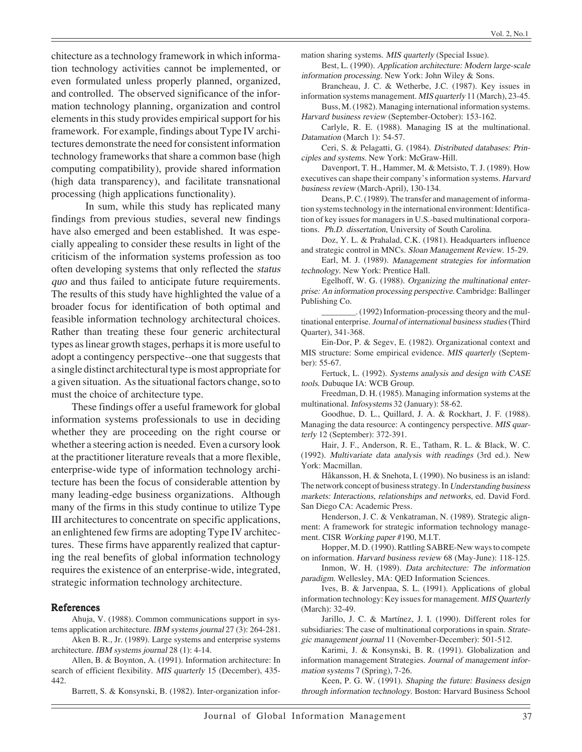chitecture as a technology framework in which information technology activities cannot be implemented, or even formulated unless properly planned, organized, and controlled. The observed significance of the information technology planning, organization and control elements in this study provides empirical support for his framework. For example, findings about Type IV architectures demonstrate the need for consistent information technology frameworks that share a common base (high computing compatibility), provide shared information (high data transparency), and facilitate transnational processing (high applications functionality).

In sum, while this study has replicated many findings from previous studies, several new findings have also emerged and been established. It was especially appealing to consider these results in light of the criticism of the information systems profession as too often developing systems that only reflected the *status quo* and thus failed to anticipate future requirements. The results of this study have highlighted the value of a broader focus for identification of both optimal and feasible information technology architectural choices. Rather than treating these four generic architectural types as linear growth stages, perhaps it is more useful to adopt a contingency perspective--one that suggests that a single distinct architectural type is most appropriate for a given situation. As the situational factors change, so to must the choice of architecture type.

These findings offer a useful framework for global information systems professionals to use in deciding whether they are proceeding on the right course or whether a steering action is needed. Even a cursory look at the practitioner literature reveals that a more flexible, enterprise-wide type of information technology architecture has been the focus of considerable attention by many leading-edge business organizations. Although many of the firms in this study continue to utilize Type III architectures to concentrate on specific applications, an enlightened few firms are adopting Type IV architectures. These firms have apparently realized that capturing the real benefits of global information technology requires the existence of an enterprise-wide, integrated, strategic information technology architecture.

## References

Ahuja, V. (1988). Common communications support in systems application architecture. *IBM systems journal* 27 (3): 264-281.

Aken B. R., Jr. (1989). Large systems and enterprise systems architecture. *IBM systems journal* 28 (1): 4-14.

Allen, B. & Boynton, A. (1991). Information architecture: In search of efficient flexibility. *MIS quarterly* 15 (December), 435-442.

Barrett, S. & Konsynski, B. (1982). Inter-organization information sharing systems. *MIS quarterly* (Special Issue).

Best, L. (1990). *Application architecture: Modern large-scale information processing*. New York: John Wiley & Sons.

Brancheau, J. C. & Wetherbe, J.C. (1987). Key issues in information systems management. *MIS quarterly* 11 (March), 23-45.

Buss, M. (1982). Managing international information systems. *Harvard business review* (September-October): 153-162.

Carlyle, R. E. (1988). Managing IS at the multinational. *Datamation* (March 1): 54-57.

Ceri, S. & Pelagatti, G. (1984). *Distributed databases: Principles and systems*. New York: McGraw-Hill.

Davenport, T. H., Hammer, M. & Metsisto, T. J. (1989). How executives can shape their company's information systems. *Harvard business review* (March-April), 130-134.

Deans, P. C. (1989). The transfer and management of information systems technology in the international environment: Identification of key issues for managers in U.S.-based multinational corporations. *Ph.D. dissertation*, University of South Carolina.

Doz, Y. L. & Prahalad, C.K. (1981). Headquarters influence and strategic control in MNCs. *Sloan Management Review*. 15-29.

Earl, M. J. (1989). *Management strategies for information technology*. New York: Prentice Hall.

Egelhoff, W. G. (1988). *Organizing the multinational enterprise: An information processing perspective*. Cambridge: Ballinger Publishing Co.

________. (1992) Information-processing theory and the multinational enterprise. *Journal of international business studies* (Third Quarter), 341-368.

Ein-Dor, P. & Segev, E. (1982). Organizational context and MIS structure: Some empirical evidence. *MIS quarterly* (September): 55-67.

Fertuck, L. (1992). *Systems analysis and design with CASE tools*. Dubuque IA: WCB Group.

Freedman, D. H. (1985). Managing information systems at the multinational. *Infosystems* 32 (January): 58-62.

Goodhue, D. L., Quillard, J. A. & Rockhart, J. F. (1988). Managing the data resource: A contingency perspective. *MIS quarterly* 12 (September): 372-391.

Hair, J. F., Anderson, R. E., Tatham, R. L. & Black, W. C. (1992). *Multivariate data analysis with readings* (3rd ed.). New York: Macmillan.

Håkansson, H. & Snehota, I. (1990). No business is an island: The network concept of business strategy. In *Understanding business markets: Interactions, relationships and networks*, ed. David Ford. San Diego CA: Academic Press.

Henderson, J. C. & Venkatraman, N. (1989). Strategic alignment: A framework for strategic information technology management. CISR *Working paper* #190, M.I.T.

Hopper, M. D. (1990). Rattling SABRE-New ways to compete on information. *Harvard business review* 68 (May-June): 118-125.

Inmon, W. H. (1989). *Data architecture: The information paradigm*. Wellesley, MA: QED Information Sciences.

Ives, B. & Jarvenpaa, S. L. (1991). Applications of global information technology: Key issues for management. *MIS Quarterly* (March): 32-49.

Jarillo, J. C. & Martínez, J. I. (1990). Different roles for subsidiaries: The case of multinational corporations in spain. *Strategic management journal* 11 (November-December): 501-512.

Karimi, J. & Konsynski, B. R. (1991). Globalization and information management Strategies. *Journal of management information systems* 7 (Spring), 7-26.

Keen, P. G. W. (1991). *Shaping the future: Business design through information technology*. Boston: Harvard Business School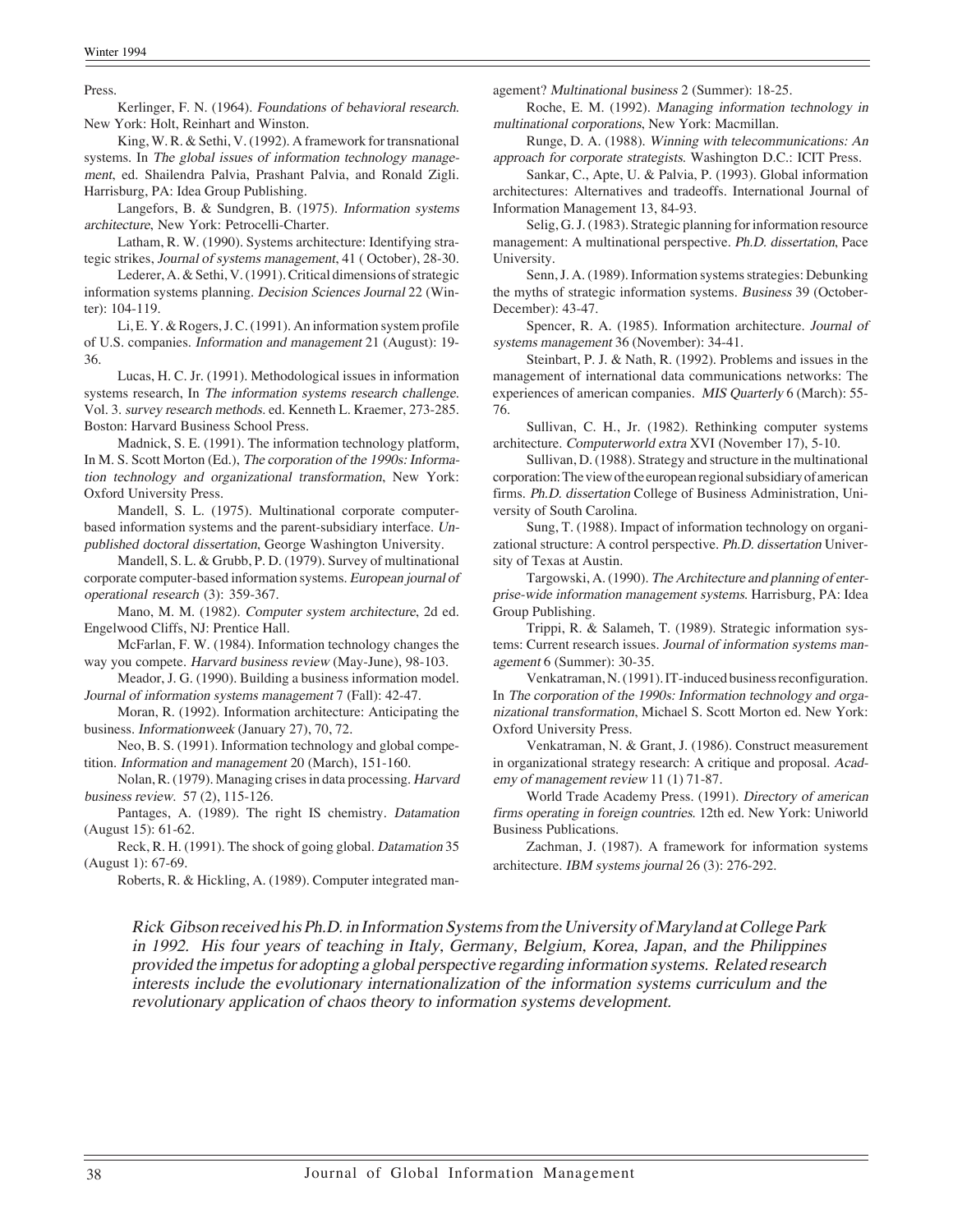Press.

Kerlinger, F. N. (1964). *Foundations of behavioral research*. New York: Holt, Reinhart and Winston.

King, W. R. & Sethi, V. (1992). A framework for transnational systems. In *The global issues of information technology management*, ed. Shailendra Palvia, Prashant Palvia, and Ronald Zigli. Harrisburg, PA: Idea Group Publishing.

Langefors, B. & Sundgren, B. (1975). *Information systems architecture*, New York: Petrocelli-Charter.

Latham, R. W. (1990). Systems architecture: Identifying strategic strikes, *Journal of systems management*, 41 ( October), 28-30.

Lederer, A. & Sethi, V. (1991). Critical dimensions of strategic information systems planning. *Decision Sciences Journal* 22 (Winter): 104-119.

Li, E. Y. & Rogers, J. C. (1991). An information system profile of U.S. companies. *Information and management* 21 (August): 19-36.

Lucas, H. C. Jr. (1991). Methodological issues in information systems research, In *The information systems research challenge*. Vol. 3. *survey research methods*. ed. Kenneth L. Kraemer, 273-285. Boston: Harvard Business School Press.

Madnick, S. E. (1991). The information technology platform, In M. S. Scott Morton (Ed.), *The corporation of the 1990s: Information technology and organizational transformation*, New York: Oxford University Press.

Mandell, S. L. (1975). Multinational corporate computer-based information systems and the parent-subsidiary interface. *Unpublished doctoral dissertation*, George Washington University.

Mandell, S. L. & Grubb, P. D. (1979). Survey of multinational corporate computer-based information systems. *European journal of operational research* (3): 359-367.

Mano, M. M. (1982). *Computer system architecture*, 2d ed. Engelwood Cliffs, NJ: Prentice Hall.

McFarlan, F. W. (1984). Information technology changes the way you compete. *Harvard business review* (May-June), 98-103.

Meador, J. G. (1990). Building a business information model. *Journal of information systems management* 7 (Fall): 42-47.

Moran, R. (1992). Information architecture: Anticipating the business. *Informationweek* (January 27), 70, 72.

Neo, B. S. (1991). Information technology and global competition. *Information and management* 20 (March), 151-160.

Nolan, R. (1979). Managing crises in data processing. *Harvard business review*. 57 (2), 115-126.

Pantages, A. (1989). The right IS chemistry. *Datamation* (August 15): 61-62.

Reck, R. H. (1991). The shock of going global. *Datamation* 35 (August 1): 67-69.

Roberts, R. & Hickling, A. (1989). Computer integrated management? *Multinational business* 2 (Summer): 18-25.

Roche, E. M. (1992). *Managing information technology in multinational corporations*, New York: Macmillan.

Runge, D. A. (1988). *Winning with telecommunications: An approach for corporate strategists*. Washington D.C.: ICIT Press.

Sankar, C., Apte, U. & Palvia, P. (1993). Global information architectures: Alternatives and tradeoffs. International Journal of Information Management 13, 84-93.

Selig, G. J. (1983). Strategic planning for information resource management: A multinational perspective. *Ph.D. dissertation*, Pace University.

Senn, J. A. (1989). Information systems strategies: Debunking the myths of strategic information systems. *Business* 39 (October-December): 43-47.

Spencer, R. A. (1985). Information architecture. *Journal of systems management* 36 (November): 34-41.

Steinbart, P. J. & Nath, R. (1992). Problems and issues in the management of international data communications networks: The experiences of american companies. *MIS Quarterly* 6 (March): 55-76.

Sullivan, C. H., Jr. (1982). Rethinking computer systems architecture. *Computerworld extra* XVI (November 17), 5-10.

Sullivan, D. (1988). Strategy and structure in the multinational corporation: The view of the european regional subsidiary of american firms. *Ph.D. dissertation* College of Business Administration, University of South Carolina.

Sung, T. (1988). Impact of information technology on organizational structure: A control perspective. *Ph.D. dissertation* University of Texas at Austin.

Targowski, A. (1990). *The Architecture and planning of enterprise-wide information management systems*. Harrisburg, PA: Idea Group Publishing.

Trippi, R. & Salameh, T. (1989). Strategic information systems: Current research issues. *Journal of information systems management* 6 (Summer): 30-35.

Venkatraman, N. (1991). IT-induced business reconfiguration. In *The corporation of the 1990s: Information technology and organizational transformation*, Michael S. Scott Morton ed. New York: Oxford University Press.

Venkatraman, N. & Grant, J. (1986). Construct measurement in organizational strategy research: A critique and proposal. *Academy of management review* 11 (1) 71-87.

World Trade Academy Press. (1991). *Directory of american firms operating in foreign countries*. 12th ed. New York: Uniworld Business Publications.

Zachman, J. (1987). A framework for information systems architecture. *IBM systems journal* 26 (3): 276-292.

*Rick Gibson received his Ph.D. in Information Systems from the University of Maryland at College Park in 1992. His four years of teaching in Italy, Germany, Belgium, Korea, Japan, and the Philippines provided the impetus for adopting a global perspective regarding information systems. Related research interests include the evolutionary internationalization of the information systems curriculum and the revolutionary application of chaos theory to information systems development.*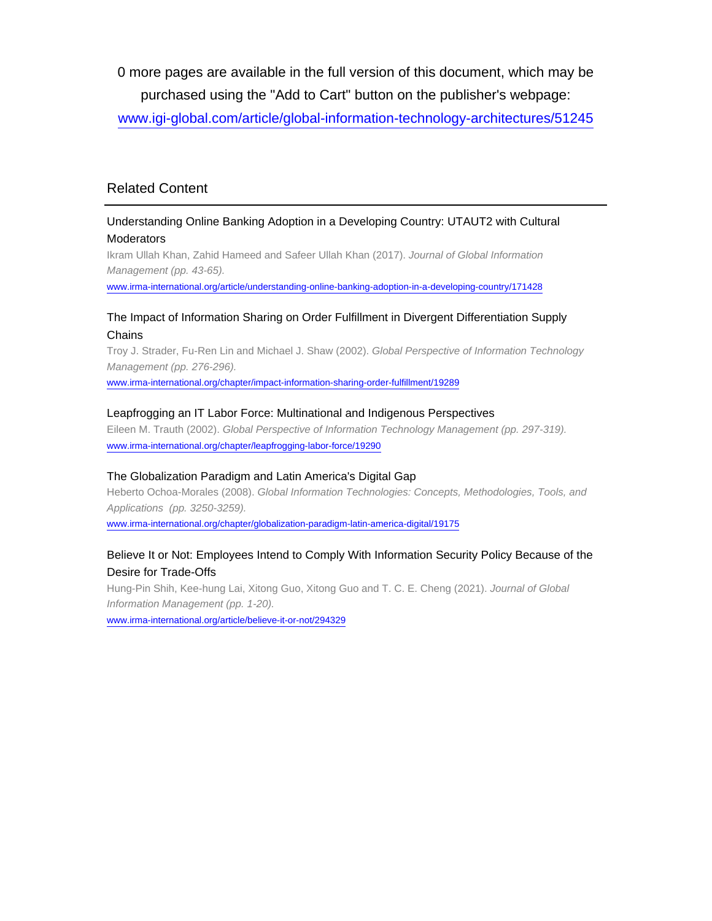0 more pages are available in the full version of this document, which may be purchased using the "Add to Cart" button on the publisher's webpage:
www.igi-global.com/article/global-information-technology-architectures/51245

## Related Content

Understanding Online Banking Adoption in a Developing Country: UTAUT2 with Cultural Moderators
Ikram Ullah Khan, Zahid Hameed and Safeer Ullah Khan (2017). *Journal of Global Information Management (pp. 43-65).*
www.irma-international.org/article/understanding-online-banking-adoption-in-a-developing-country/171428

The Impact of Information Sharing on Order Fulfillment in Divergent Differentiation Supply Chains
Troy J. Strader, Fu-Ren Lin and Michael J. Shaw (2002). *Global Perspective of Information Technology Management (pp. 276-296).*
www.irma-international.org/chapter/impact-information-sharing-order-fulfillment/19289

Leapfrogging an IT Labor Force: Multinational and Indigenous Perspectives
Eileen M. Trauth (2002). *Global Perspective of Information Technology Management (pp. 297-319).*
www.irma-international.org/chapter/leapfrogging-labor-force/19290

The Globalization Paradigm and Latin America's Digital Gap
Heberto Ochoa-Morales (2008). *Global Information Technologies: Concepts, Methodologies, Tools, and Applications (pp. 3250-3259).*
www.irma-international.org/chapter/globalization-paradigm-latin-america-digital/19175

Believe It or Not: Employees Intend to Comply With Information Security Policy Because of the Desire for Trade-Offs
Hung-Pin Shih, Kee-hung Lai, Xitong Guo, Xitong Guo and T. C. E. Cheng (2021). *Journal of Global Information Management (pp. 1-20).*
www.irma-international.org/article/believe-it-or-not/294329